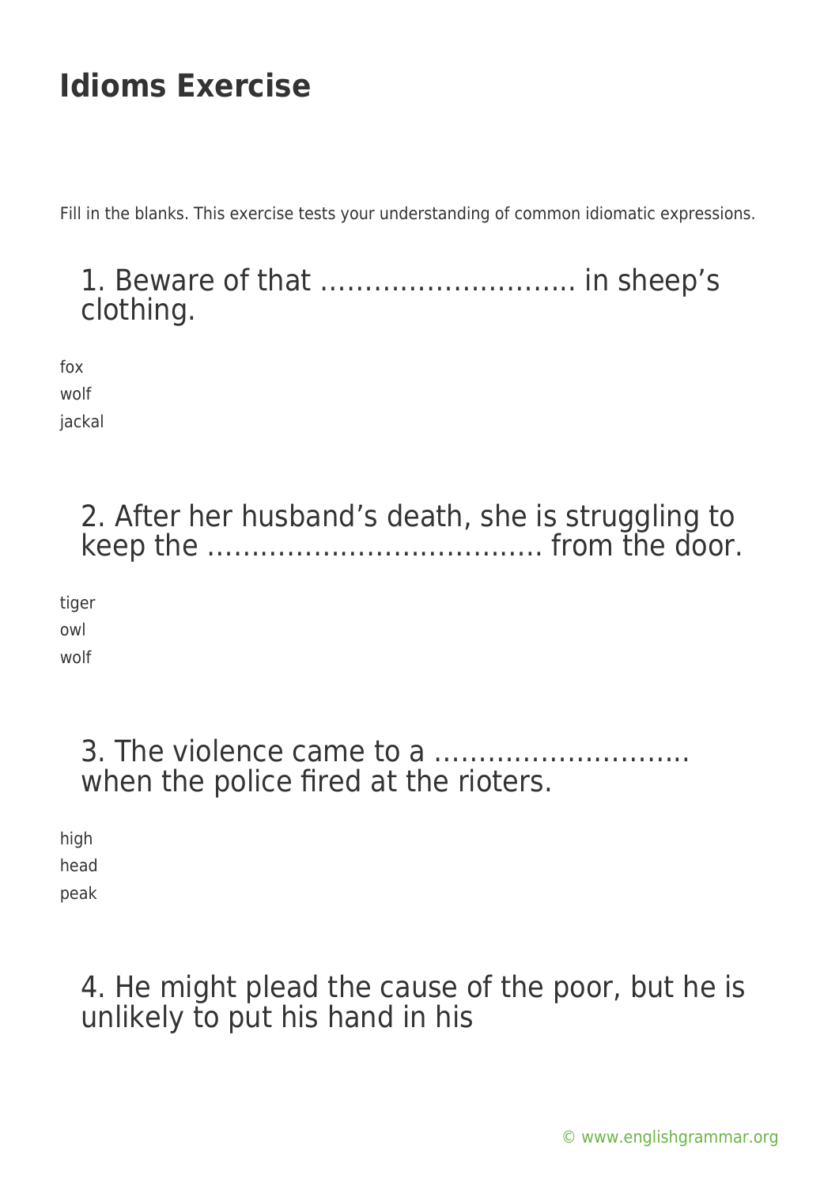# Idioms Exercise

Fill in the blanks. This exercise tests your understanding of common idiomatic expressions.

## 1. Beware of that ……………………….. in sheep's clothing.

fox
wolf
jackal

## 2. After her husband's death, she is struggling to keep the ………………………………. from the door.

tiger
owl
wolf

## 3. The violence came to a ……………………….. when the police fired at the rioters.

high
head
peak

## 4. He might plead the cause of the poor, but he is unlikely to put his hand in his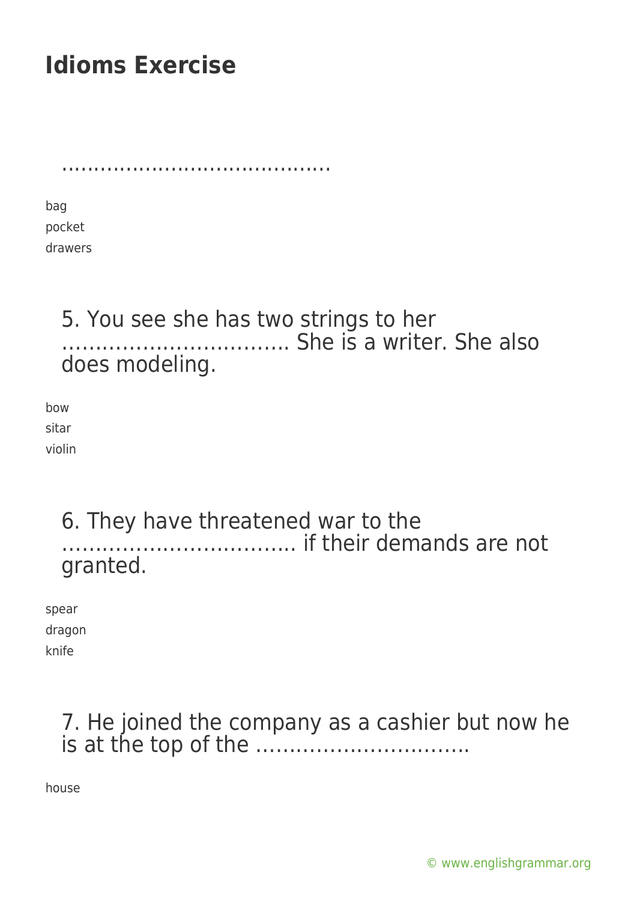## Idioms Exercise

……………………………………

bag
pocket
drawers

5. You see she has two strings to her …………………………… She is a writer. She also does modeling.

bow
sitar
violin

6. They have threatened war to the …………………………….. if their demands are not granted.

spear
dragon
knife

7. He joined the company as a cashier but now he is at the top of the …………………………..

house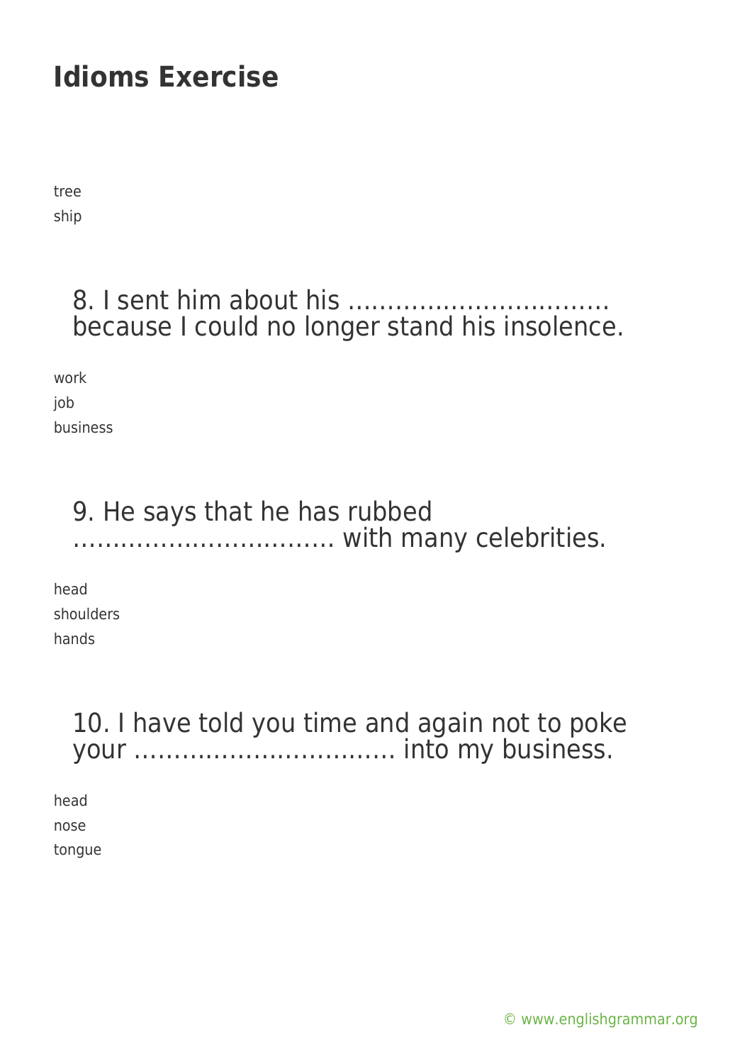# Idioms Exercise

tree
ship

### 8. I sent him about his …………………………… because I could no longer stand his insolence.

work
job
business

### 9. He says that he has rubbed …………………………… with many celebrities.

head
shoulders
hands

### 10. I have told you time and again not to poke your …………………………… into my business.

head
nose
tongue

© www.englishgrammar.org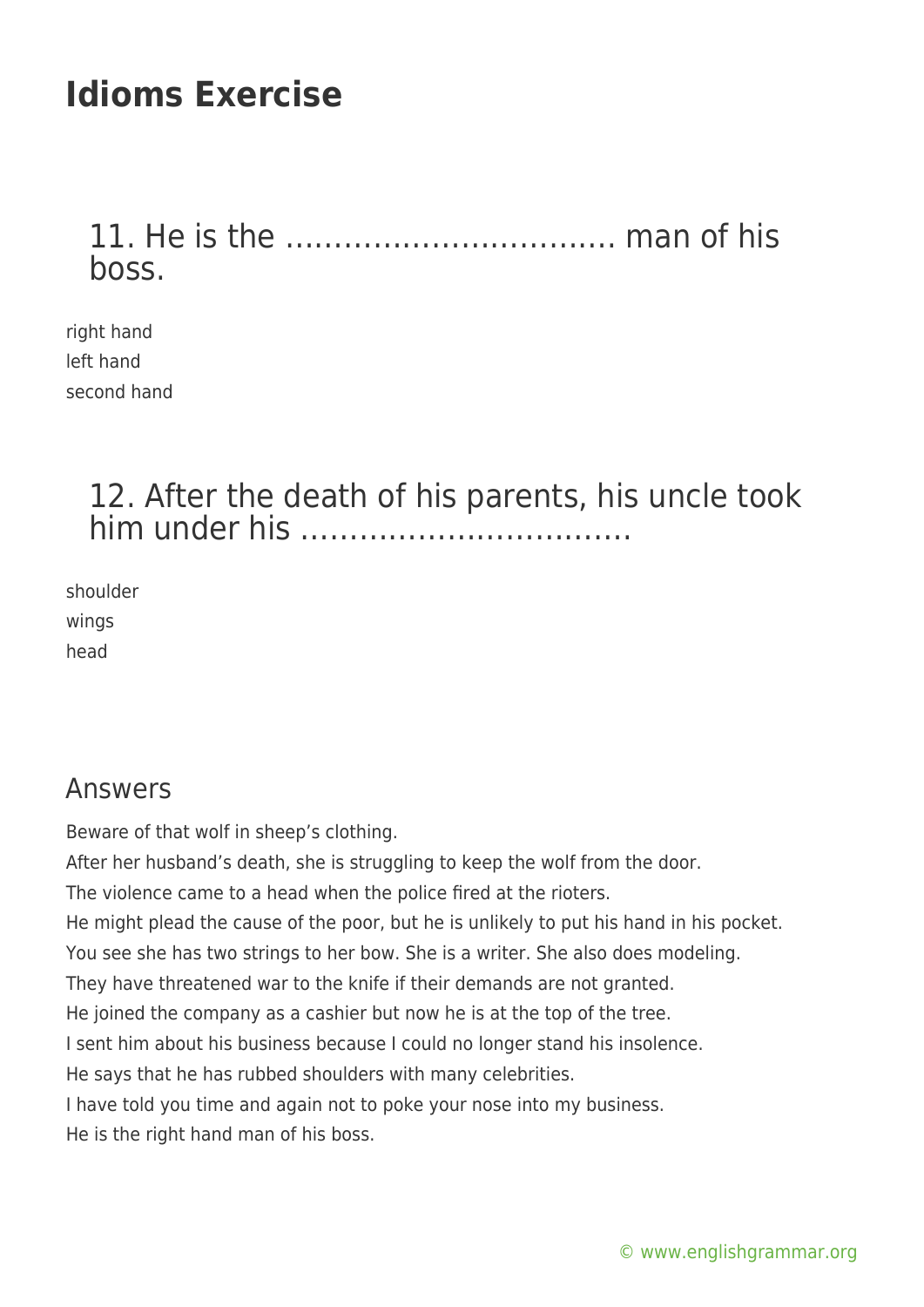# Idioms Exercise

## 11. He is the …………………………… man of his boss.

right hand
left hand
second hand

## 12. After the death of his parents, his uncle took him under his ……………………………

shoulder
wings
head

## Answers

Beware of that wolf in sheep's clothing.
After her husband's death, she is struggling to keep the wolf from the door.
The violence came to a head when the police fired at the rioters.
He might plead the cause of the poor, but he is unlikely to put his hand in his pocket.
You see she has two strings to her bow. She is a writer. She also does modeling.
They have threatened war to the knife if their demands are not granted.
He joined the company as a cashier but now he is at the top of the tree.
I sent him about his business because I could no longer stand his insolence.
He says that he has rubbed shoulders with many celebrities.
I have told you time and again not to poke your nose into my business.
He is the right hand man of his boss.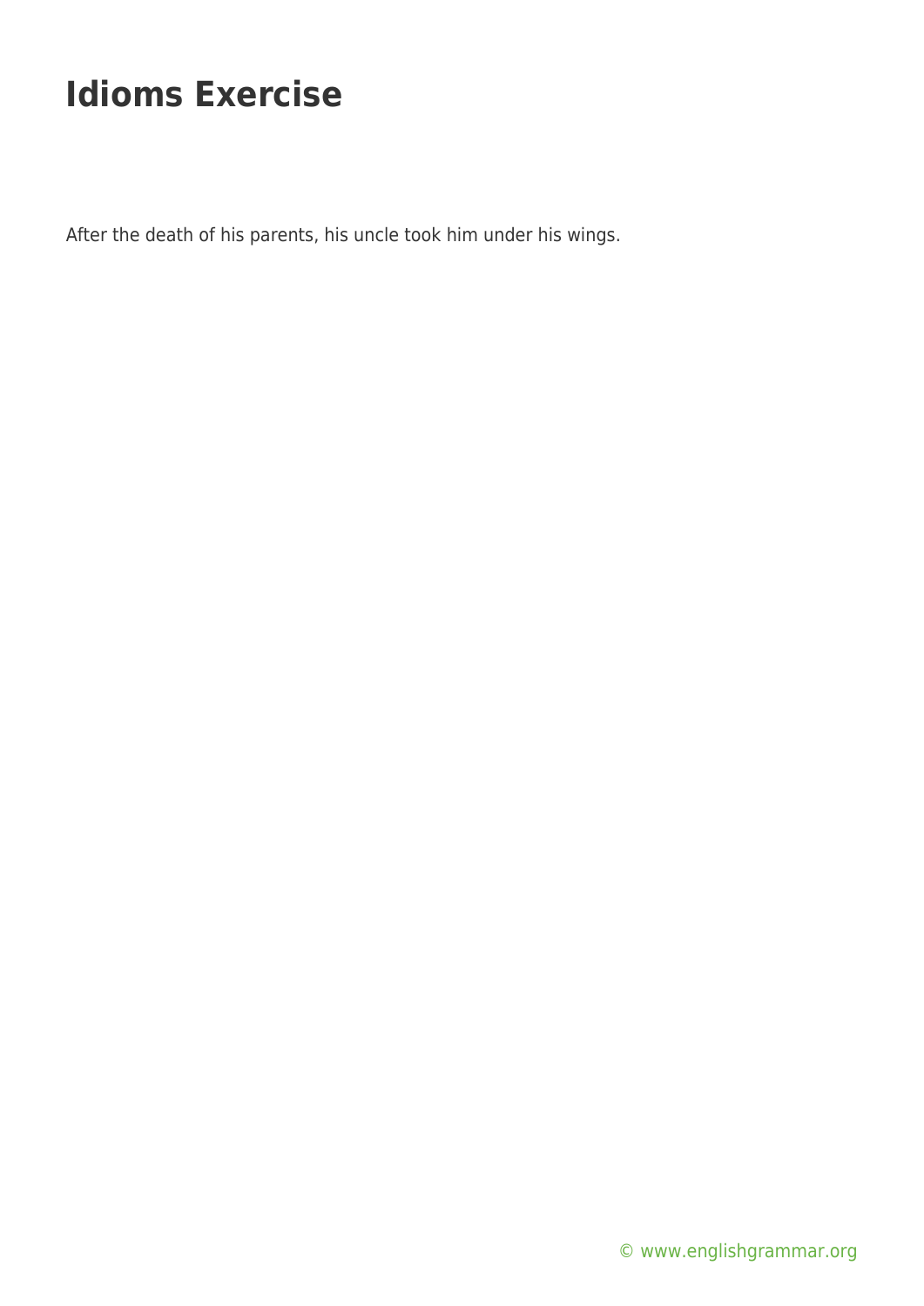# Idioms Exercise

After the death of his parents, his uncle took him under his wings.